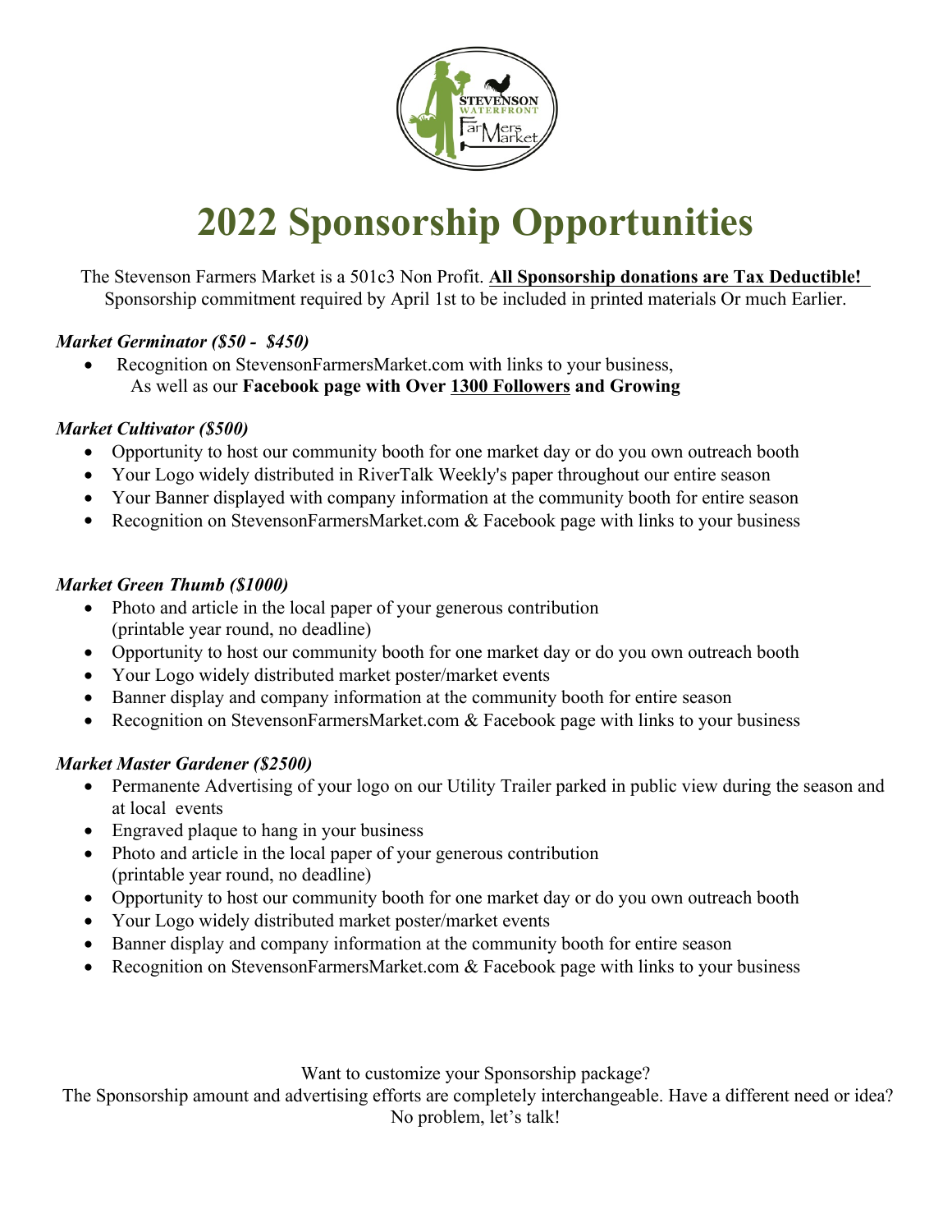# 2022 Sponsorship Opportunities

The Stevenson Farmers Market is a 501c3 Non Profit. **All Sponsorship donations are Tax Deductible!**
Sponsorship commitment required by April 1st to be included in printed materials Or much Earlier.

***Market Germinator ($50 - $450)***

- Recognition on StevensonFarmersMarket.com with links to your business, As well as our **Facebook page with Over 1300 Followers and Growing**

***Market Cultivator ($500)***

- Opportunity to host our community booth for one market day or do you own outreach booth
- Your Logo widely distributed in RiverTalk Weekly's paper throughout our entire season
- Your Banner displayed with company information at the community booth for entire season
- Recognition on StevensonFarmersMarket.com & Facebook page with links to your business

***Market Green Thumb ($1000)***

- Photo and article in the local paper of your generous contribution (printable year round, no deadline)
- Opportunity to host our community booth for one market day or do you own outreach booth
- Your Logo widely distributed market poster/market events
- Banner display and company information at the community booth for entire season
- Recognition on StevensonFarmersMarket.com & Facebook page with links to your business

***Market Master Gardener ($2500)***

- Permanente Advertising of your logo on our Utility Trailer parked in public view during the season and at local events
- Engraved plaque to hang in your business
- Photo and article in the local paper of your generous contribution (printable year round, no deadline)
- Opportunity to host our community booth for one market day or do you own outreach booth
- Your Logo widely distributed market poster/market events
- Banner display and company information at the community booth for entire season
- Recognition on StevensonFarmersMarket.com & Facebook page with links to your business

Want to customize your Sponsorship package?
The Sponsorship amount and advertising efforts are completely interchangeable. Have a different need or idea?
No problem, let's talk!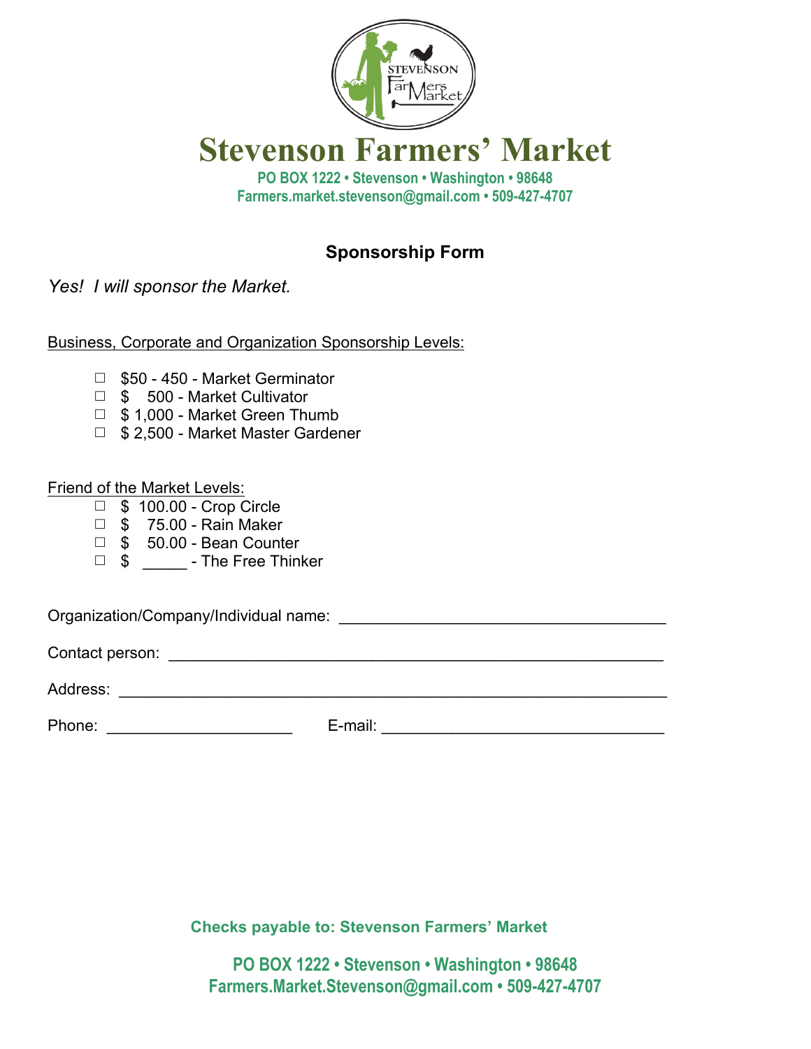# Stevenson Farmers' Market

**PO BOX 1222 • Stevenson • Washington • 98648**
**Farmers.market.stevenson@gmail.com • 509-427-4707**

## Sponsorship Form

*Yes! I will sponsor the Market.*

Business, Corporate and Organization Sponsorship Levels:

- ☐ $50 - 450 - Market Germinator
- ☐ $ 500 - Market Cultivator
- ☐ $ 1,000 - Market Green Thumb
- ☐ $ 2,500 - Market Master Gardener

Friend of the Market Levels:

- ☐ $ 100.00 - Crop Circle
- ☐ $ 75.00 - Rain Maker
- ☐ $ 50.00 - Bean Counter
- ☐ $ _____ - The Free Thinker

Organization/Company/Individual name: ____________________________________

Contact person: ________________________________________________________

Address: _____________________________________________________________

Phone: ____________________ E-mail: _______________________________

**Checks payable to: Stevenson Farmers' Market**

**PO BOX 1222 • Stevenson • Washington • 98648**
**Farmers.Market.Stevenson@gmail.com • 509-427-4707**